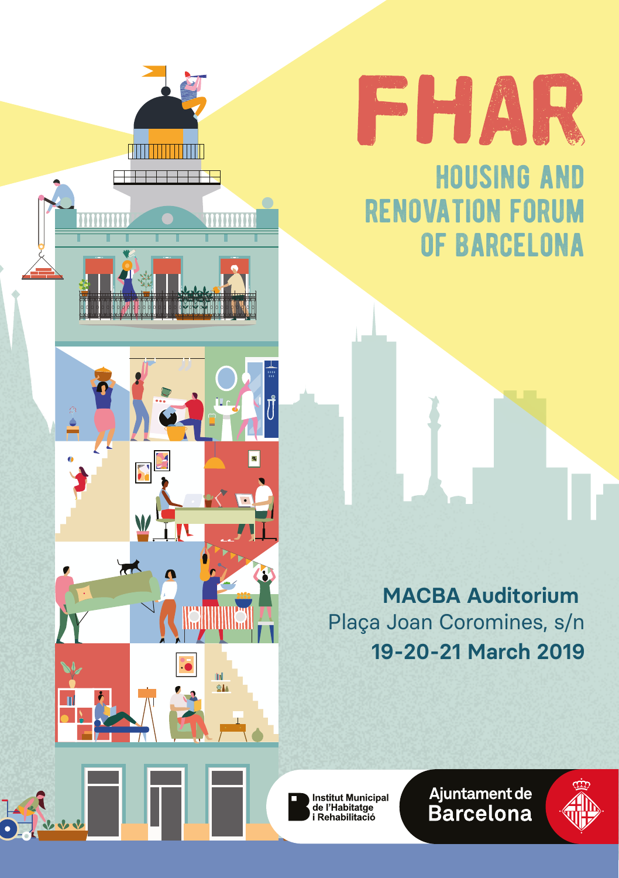# FHAR

## HOUSING AND RENOVATION FORUM OF BARCELONA

**MACBA Auditorium**
Plaça Joan Coromines, s/n
**19-20-21 March 2019**

Institut Municipal de l'Habitatge i Rehabilitació

Ajuntament de Barcelona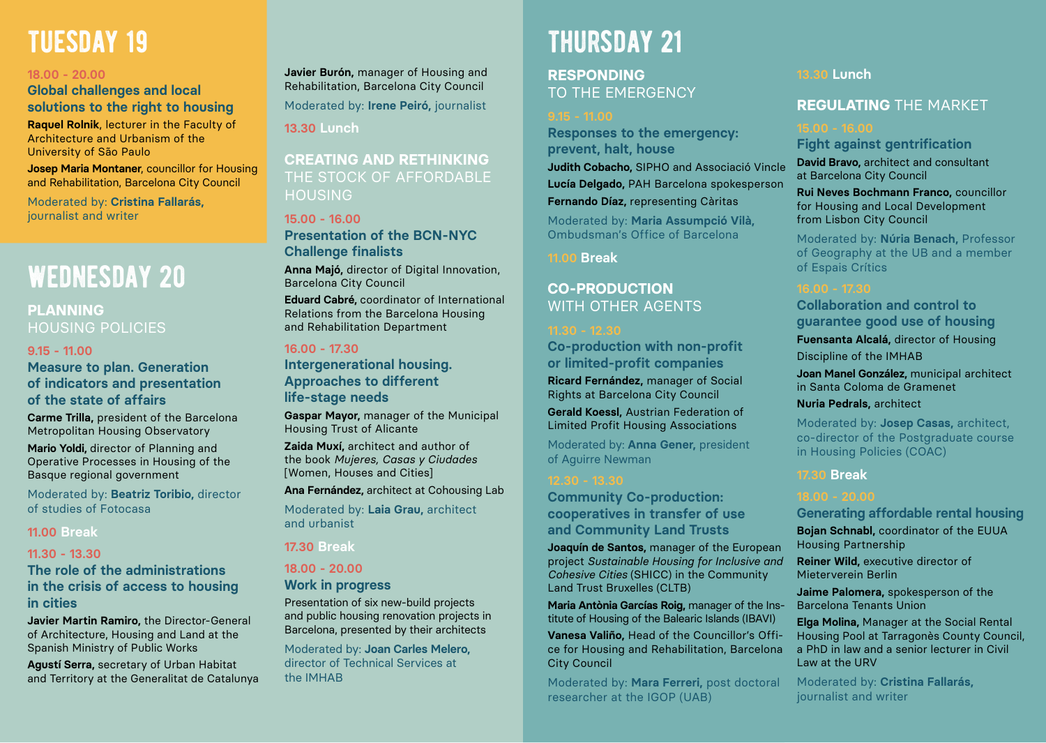# TUESDAY 19

**18.00 - 20.00**

### Global challenges and local solutions to the right to housing

**Raquel Rolnik**, lecturer in the Faculty of Architecture and Urbanism of the University of São Paulo

**Josep Maria Montaner**, councillor for Housing and Rehabilitation, Barcelona City Council

Moderated by: **Cristina Fallarás,** journalist and writer

# WEDNESDAY 20

## PLANNING HOUSING POLICIES

**9.15 - 11.00**

### Measure to plan. Generation of indicators and presentation of the state of affairs

**Carme Trilla,** president of the Barcelona Metropolitan Housing Observatory

**Mario Yoldi,** director of Planning and Operative Processes in Housing of the Basque regional government

Moderated by: **Beatriz Toribio,** director of studies of Fotocasa

**11.00 Break**

**11.30 - 13.30**

### The role of the administrations in the crisis of access to housing in cities

**Javier Martin Ramiro,** the Director-General of Architecture, Housing and Land at the Spanish Ministry of Public Works

**Agustí Serra,** secretary of Urban Habitat and Territory at the Generalitat de Catalunya

**Javier Burón,** manager of Housing and Rehabilitation, Barcelona City Council

Moderated by: **Irene Peiró,** journalist

**13.30 Lunch**

## CREATING AND RETHINKING THE STOCK OF AFFORDABLE HOUSING

**15.00 - 16.00**

### Presentation of the BCN-NYC Challenge finalists

**Anna Majó,** director of Digital Innovation, Barcelona City Council

**Eduard Cabré,** coordinator of International Relations from the Barcelona Housing and Rehabilitation Department

**16.00 - 17.30**

### Intergenerational housing. Approaches to different life-stage needs

**Gaspar Mayor,** manager of the Municipal Housing Trust of Alicante

**Zaida Muxí,** architect and author of the book *Mujeres, Casas y Ciudades* [Women, Houses and Cities]

**Ana Fernández,** architect at Cohousing Lab

Moderated by: **Laia Grau,** architect and urbanist

**17.30 Break**

**18.00 - 20.00**

### Work in progress

Presentation of six new-build projects and public housing renovation projects in Barcelona, presented by their architects

Moderated by: **Joan Carles Melero,** director of Technical Services at the IMHAB

# THURSDAY 21

## RESPONDING TO THE EMERGENCY

**9.15 - 11.00**

### Responses to the emergency: prevent, halt, house

**Judith Cobacho,** SIPHO and Associació Vincle

**Lucía Delgado,** PAH Barcelona spokesperson

**Fernando Díaz,** representing Càritas

Moderated by: **Maria Assumpció Vilà,** Ombudsman's Office of Barcelona

**11.00 Break**

## CO-PRODUCTION WITH OTHER AGENTS

**11.30 - 12.30**

### Co-production with non-profit or limited-profit companies

**Ricard Fernández,** manager of Social Rights at Barcelona City Council

**Gerald Koessl,** Austrian Federation of Limited Profit Housing Associations

Moderated by: **Anna Gener,** president of Aguirre Newman

**12.30 - 13.30**

### Community Co-production: cooperatives in transfer of use and Community Land Trusts

**Joaquín de Santos,** manager of the European project *Sustainable Housing for Inclusive and Cohesive Cities* (SHICC) in the Community Land Trust Bruxelles (CLTB)

**Maria Antònia Garcías Roig,** manager of the Institute of Housing of the Balearic Islands (IBAVI)

**Vanesa Valiño,** Head of the Councillor's Office for Housing and Rehabilitation, Barcelona City Council

Moderated by: **Mara Ferreri,** post doctoral researcher at the IGOP (UAB)

**13.30 Lunch**

## REGULATING THE MARKET

**15.00 - 16.00**

### Fight against gentrification

**David Bravo,** architect and consultant at Barcelona City Council

**Rui Neves Bochmann Franco,** councillor for Housing and Local Development from Lisbon City Council

Moderated by: **Núria Benach,** Professor of Geography at the UB and a member of Espais Crítics

**16.00 - 17.30**

### Collaboration and control to guarantee good use of housing

**Fuensanta Alcalá,** director of Housing Discipline of the IMHAB

**Joan Manel González,** municipal architect in Santa Coloma de Gramenet

**Nuria Pedrals,** architect

Moderated by: **Josep Casas,** architect, co-director of the Postgraduate course in Housing Policies (COAC)

**17.30 Break**

**18.00 - 20.00**

### Generating affordable rental housing

**Bojan Schnabl,** coordinator of the EUUA Housing Partnership

**Reiner Wild,** executive director of Mieterverein Berlin

**Jaime Palomera,** spokesperson of the Barcelona Tenants Union

**Elga Molina,** Manager at the Social Rental Housing Pool at Tarragonès County Council, a PhD in law and a senior lecturer in Civil Law at the URV

Moderated by: **Cristina Fallarás,** journalist and writer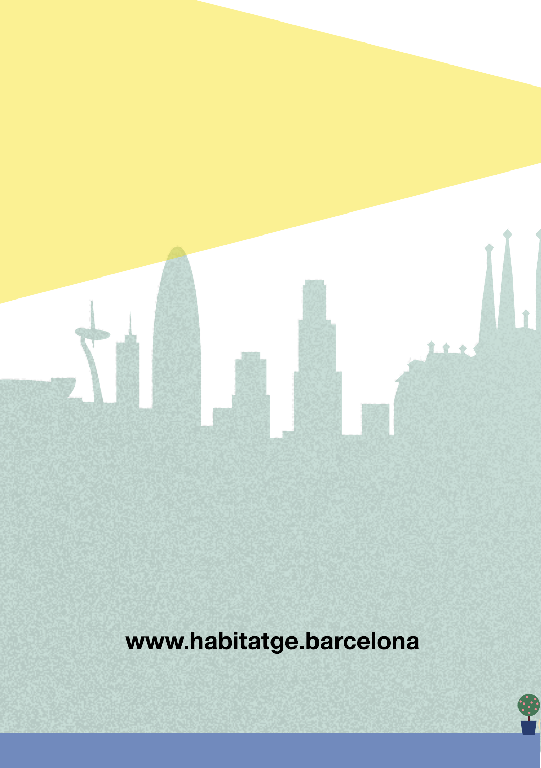www.habitatge.barcelona